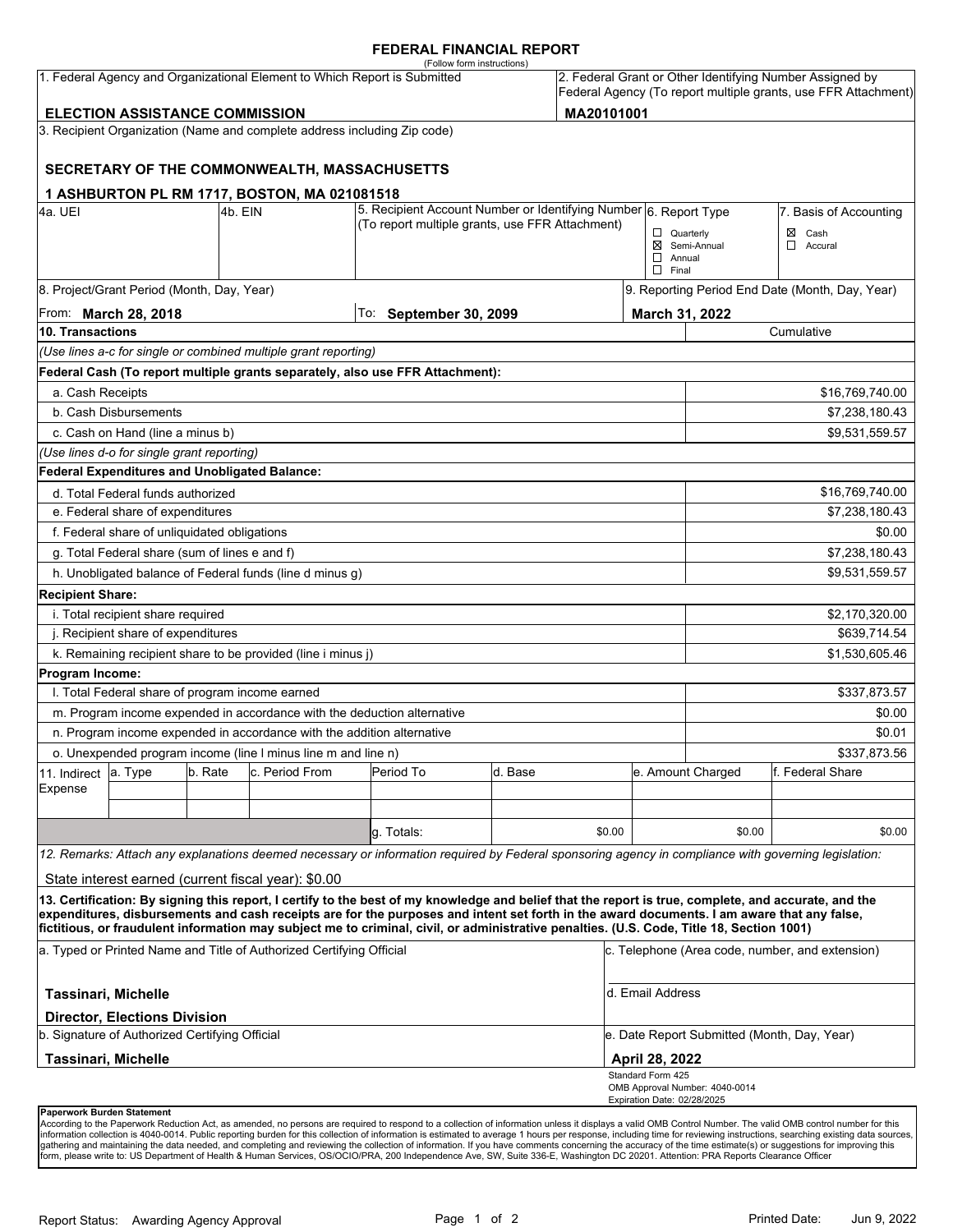# FEDERAL FINANCIAL REPORT

(Follow form instructions)

| 1. Federal Agency and Organizational Element to Which Report is Submitted | 2. Federal Grant or Other Identifying Number Assigned by Federal Agency (To report multiple grants, use FFR Attachment) |
|---|---|
| **ELECTION ASSISTANCE COMMISSION** | **MA20101001** |

3. Recipient Organization (Name and complete address including Zip code)

**SECRETARY OF THE COMMONWEALTH, MASSACHUSETTS**

**1 ASHBURTON PL RM 1717, BOSTON, MA 021081518**

| 4a. UEI | 4b. EIN | 5. Recipient Account Number or Identifying Number (To report multiple grants, use FFR Attachment) | 6. Report Type | 7. Basis of Accounting |
|---|---|---|---|---|
| | | | ☐ Quarterly<br>☒ Semi-Annual<br>☐ Annual<br>☐ Final | ☒ Cash<br>☐ Accural |

| 8. Project/Grant Period (Month, Day, Year) | | 9. Reporting Period End Date (Month, Day, Year) |
|---|---|---|
| From: **March 28, 2018** | To: **September 30, 2099** | **March 31, 2022** |

| **10. Transactions** | Cumulative |
|---|---|
| *(Use lines a-c for single or combined multiple grant reporting)* | |
| **Federal Cash (To report multiple grants separately, also use FFR Attachment):** | |
| a. Cash Receipts | $16,769,740.00 |
| b. Cash Disbursements | $7,238,180.43 |
| c. Cash on Hand (line a minus b) | $9,531,559.57 |
| *(Use lines d-o for single grant reporting)* | |
| **Federal Expenditures and Unobligated Balance:** | |
| d. Total Federal funds authorized | $16,769,740.00 |
| e. Federal share of expenditures | $7,238,180.43 |
| f. Federal share of unliquidated obligations | $0.00 |
| g. Total Federal share (sum of lines e and f) | $7,238,180.43 |
| h. Unobligated balance of Federal funds (line d minus g) | $9,531,559.57 |
| **Recipient Share:** | |
| i. Total recipient share required | $2,170,320.00 |
| j. Recipient share of expenditures | $639,714.54 |
| k. Remaining recipient share to be provided (line i minus j) | $1,530,605.46 |
| **Program Income:** | |
| l. Total Federal share of program income earned | $337,873.57 |
| m. Program income expended in accordance with the deduction alternative | $0.00 |
| n. Program income expended in accordance with the addition alternative | $0.01 |
| o. Unexpended program income (line l minus line m and line n) | $337,873.56 |

| 11. Indirect Expense | a. Type | b. Rate | c. Period From | Period To | d. Base | e. Amount Charged | f. Federal Share |
|---|---|---|---|---|---|---|---|
| | | | | | | | |
| | | | | | | | |
| | | | | g. Totals: | $0.00 | $0.00 | $0.00 |

*12. Remarks: Attach any explanations deemed necessary or information required by Federal sponsoring agency in compliance with governing legislation:*

State interest earned (current fiscal year): $0.00

**13. Certification: By signing this report, I certify to the best of my knowledge and belief that the report is true, complete, and accurate, and the expenditures, disbursements and cash receipts are for the purposes and intent set forth in the award documents. I am aware that any false, fictitious, or fraudulent information may subject me to criminal, civil, or administrative penalties. (U.S. Code, Title 18, Section 1001)**

| a. Typed or Printed Name and Title of Authorized Certifying Official | c. Telephone (Area code, number, and extension) |
|---|---|
| **Tassinari, Michelle**<br>**Director, Elections Division** | d. Email Address |
| b. Signature of Authorized Certifying Official | e. Date Report Submitted (Month, Day, Year) |
| **Tassinari, Michelle** | **April 28, 2022** |

Standard Form 425
OMB Approval Number: 4040-0014
Expiration Date: 02/28/2025

**Paperwork Burden Statement**

According to the Paperwork Reduction Act, as amended, no persons are required to respond to a collection of information unless it displays a valid OMB Control Number. The valid OMB control number for this information collection is 4040-0014. Public reporting burden for this collection of information is estimated to average 1 hours per response, including time for reviewing instructions, searching existing data sources, gathering and maintaining the data needed, and completing and reviewing the collection of information. If you have comments concerning the accuracy of the time estimate(s) or suggestions for improving this form, please write to: US Department of Health & Human Services, OS/OCIO/PRA, 200 Independence Ave, SW, Suite 336-E, Washington DC 20201. Attention: PRA Reports Clearance Officer

Report Status: Awarding Agency Approval

Printed Date: Jun 9, 2022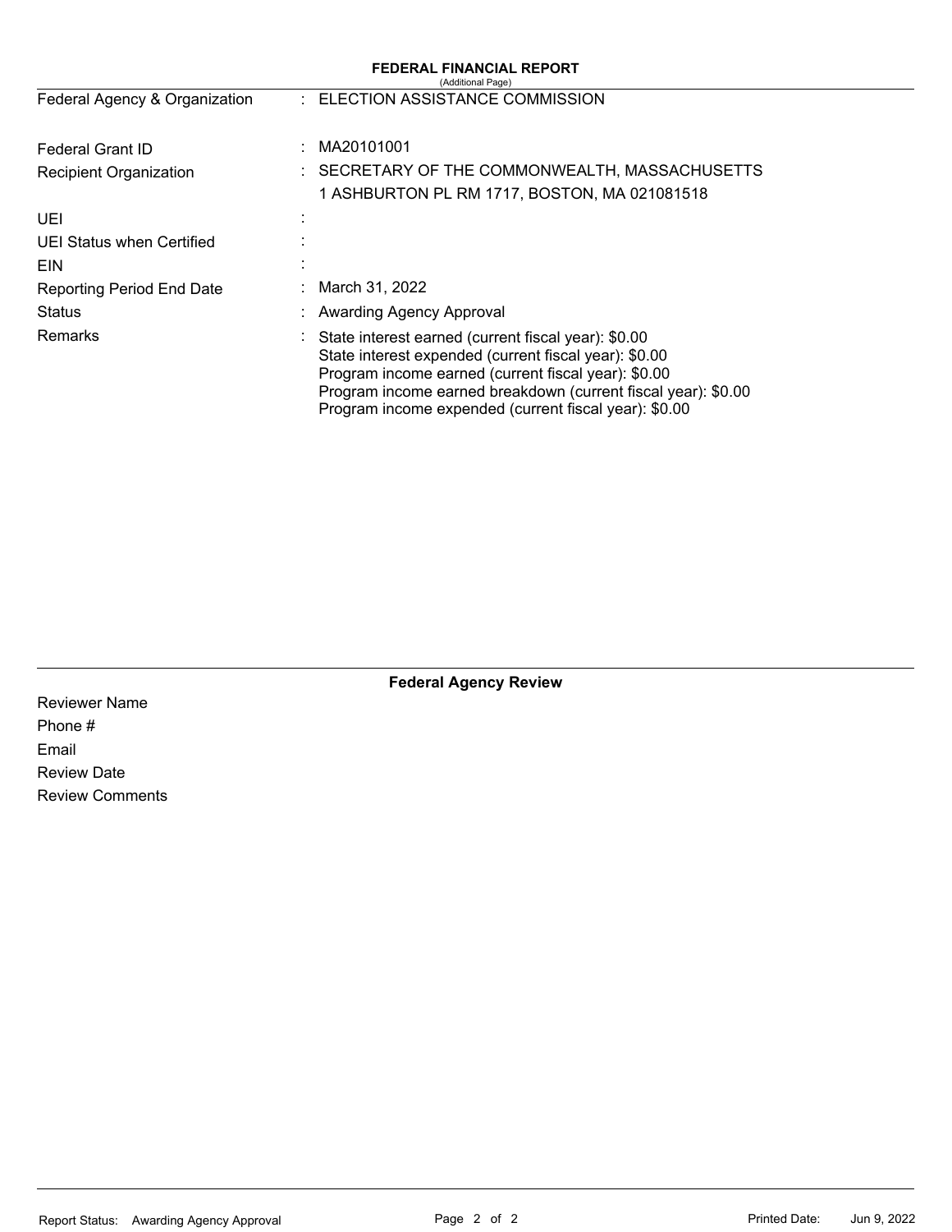## FEDERAL FINANCIAL REPORT

(Additional Page)

| | | |
|---|---|---|
| Federal Agency & Organization | : | ELECTION ASSISTANCE COMMISSION |
| Federal Grant ID | : | MA20101001 |
| Recipient Organization | : | SECRETARY OF THE COMMONWEALTH, MASSACHUSETTS<br>1 ASHBURTON PL RM 1717, BOSTON, MA 021081518 |
| UEI | : | |
| UEI Status when Certified | : | |
| EIN | : | |
| Reporting Period End Date | : | March 31, 2022 |
| Status | : | Awarding Agency Approval |
| Remarks | : | State interest earned (current fiscal year): $0.00<br>State interest expended (current fiscal year): $0.00<br>Program income earned (current fiscal year): $0.00<br>Program income earned breakdown (current fiscal year): $0.00<br>Program income expended (current fiscal year): $0.00 |

### Federal Agency Review

Reviewer Name

Phone #

Email

Review Date

Review Comments

Report Status: Awarding Agency Approval

Printed Date: Jun 9, 2022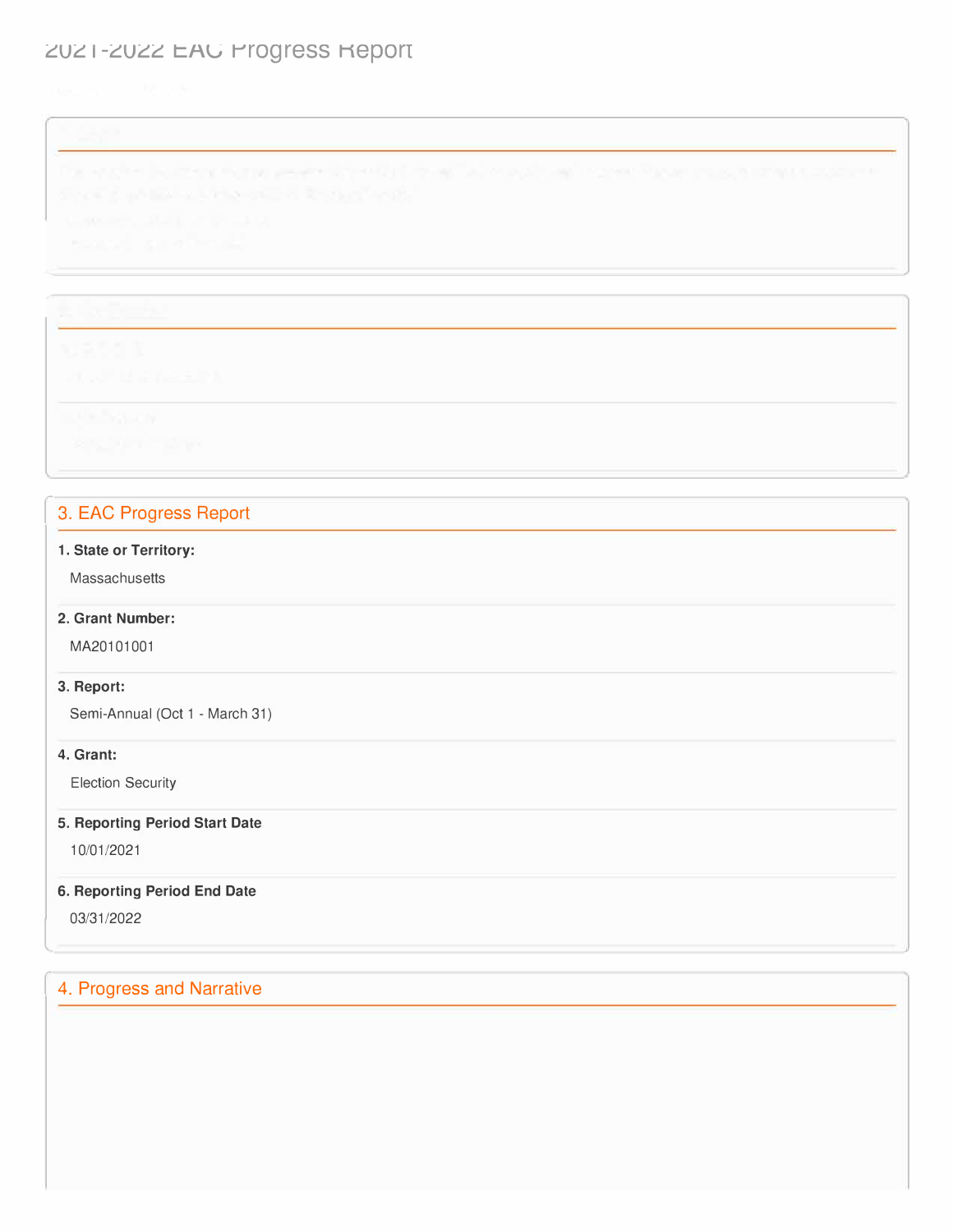## 3. EAC Progress Report

**1. State or Territory:**

Massachusetts

**2. Grant Number:**

MA20101001

**3. Report:**

Semi-Annual (Oct 1 - March 31)

**4. Grant:**

Election Security

**5. Reporting Period Start Date**

10/01/2021

**6. Reporting Period End Date**

03/31/2022

## 4. Progress and Narrative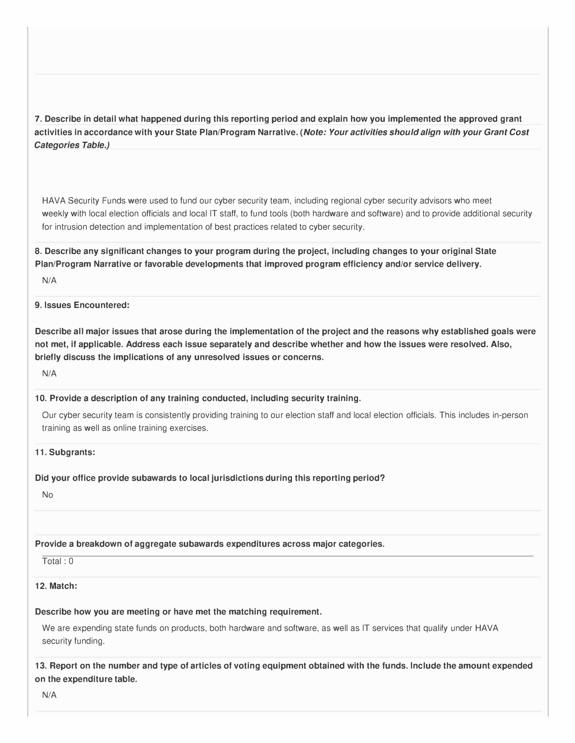**7. Describe in detail what happened during this reporting period and explain how you implemented the approved grant activities in accordance with your State Plan/Program Narrative. (*Note: Your activities should align with your Grant Cost Categories Table.*)**

HAVA Security Funds were used to fund our cyber security team, including regional cyber security advisors who meet weekly with local election officials and local IT staff, to fund tools (both hardware and software) and to provide additional security for intrusion detection and implementation of best practices related to cyber security.

**8. Describe any significant changes to your program during the project, including changes to your original State Plan/Program Narrative or favorable developments that improved program efficiency and/or service delivery.**

N/A

**9. Issues Encountered:**

**Describe all major issues that arose during the implementation of the project and the reasons why established goals were not met, if applicable. Address each issue separately and describe whether and how the issues were resolved. Also, briefly discuss the implications of any unresolved issues or concerns.**

N/A

**10. Provide a description of any training conducted, including security training.**

Our cyber security team is consistently providing training to our election staff and local election officials. This includes in-person training as well as online training exercises.

**11. Subgrants:**

**Did your office provide subawards to local jurisdictions during this reporting period?**

No

**Provide a breakdown of aggregate subawards expenditures across major categories.**

Total : 0

**12. Match:**

**Describe how you are meeting or have met the matching requirement.**

We are expending state funds on products, both hardware and software, as well as IT services that qualify under HAVA security funding.

**13. Report on the number and type of articles of voting equipment obtained with the funds. Include the amount expended on the expenditure table.**

N/A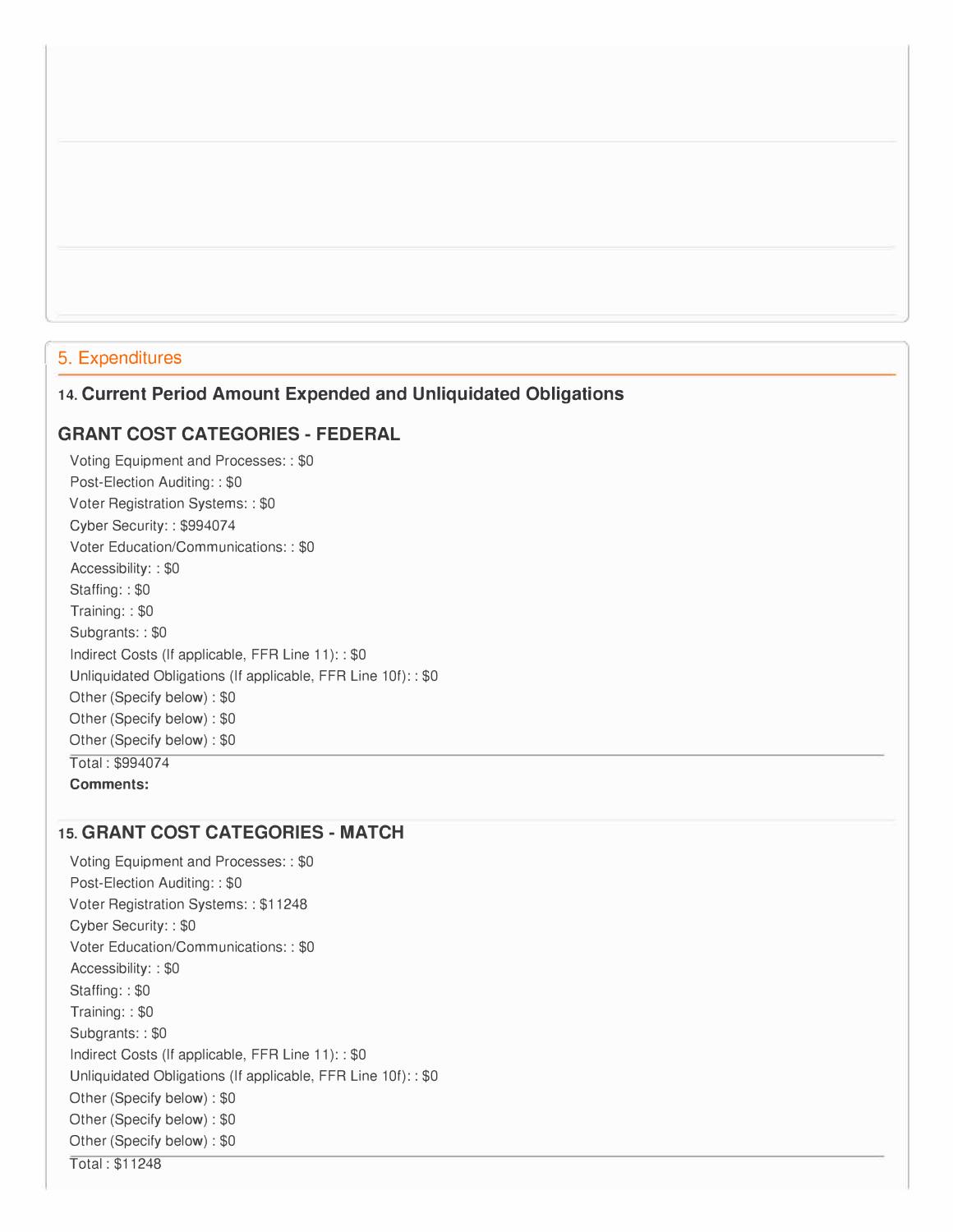## 5. Expenditures

### 14. Current Period Amount Expended and Unliquidated Obligations

### GRANT COST CATEGORIES - FEDERAL

Voting Equipment and Processes: : $0
Post-Election Auditing: : $0
Voter Registration Systems: : $0
Cyber Security: : $994074
Voter Education/Communications: : $0
Accessibility: : $0
Staffing: : $0
Training: : $0
Subgrants: : $0
Indirect Costs (If applicable, FFR Line 11): : $0
Unliquidated Obligations (If applicable, FFR Line 10f): : $0
Other (Specify below) : $0
Other (Specify below) : $0
Other (Specify below) : $0

Total : $994074

**Comments:**

### 15. GRANT COST CATEGORIES - MATCH

Voting Equipment and Processes: : $0
Post-Election Auditing: : $0
Voter Registration Systems: : $11248
Cyber Security: : $0
Voter Education/Communications: : $0
Accessibility: : $0
Staffing: : $0
Training: : $0
Subgrants: : $0
Indirect Costs (If applicable, FFR Line 11): : $0
Unliquidated Obligations (If applicable, FFR Line 10f): : $0
Other (Specify below) : $0
Other (Specify below) : $0
Other (Specify below) : $0

Total : $11248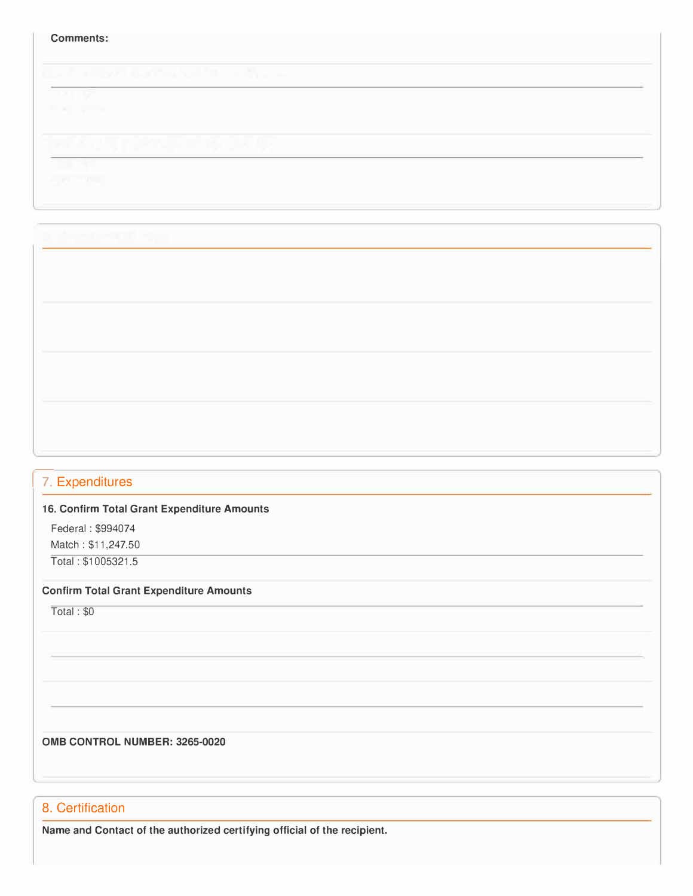**Comments:**

## 7. Expenditures

**16. Confirm Total Grant Expenditure Amounts**

Federal : $994074

Match : $11,247.50

Total : $1005321.5

**Confirm Total Grant Expenditure Amounts**

Total : $0

**OMB CONTROL NUMBER: 3265-0020**

## 8. Certification

**Name and Contact of the authorized certifying official of the recipient.**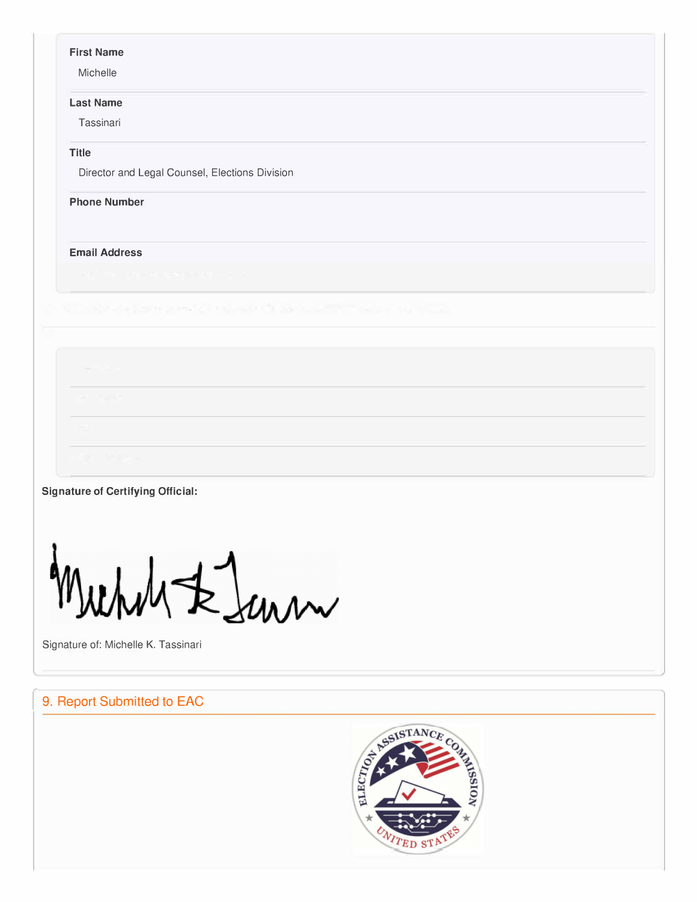**First Name**

Michelle

**Last Name**

Tassinari

**Title**

Director and Legal Counsel, Elections Division

**Phone Number**

**Email Address**

**Signature of Certifying Official:**

Signature of: Michelle K. Tassinari

## 9. Report Submitted to EAC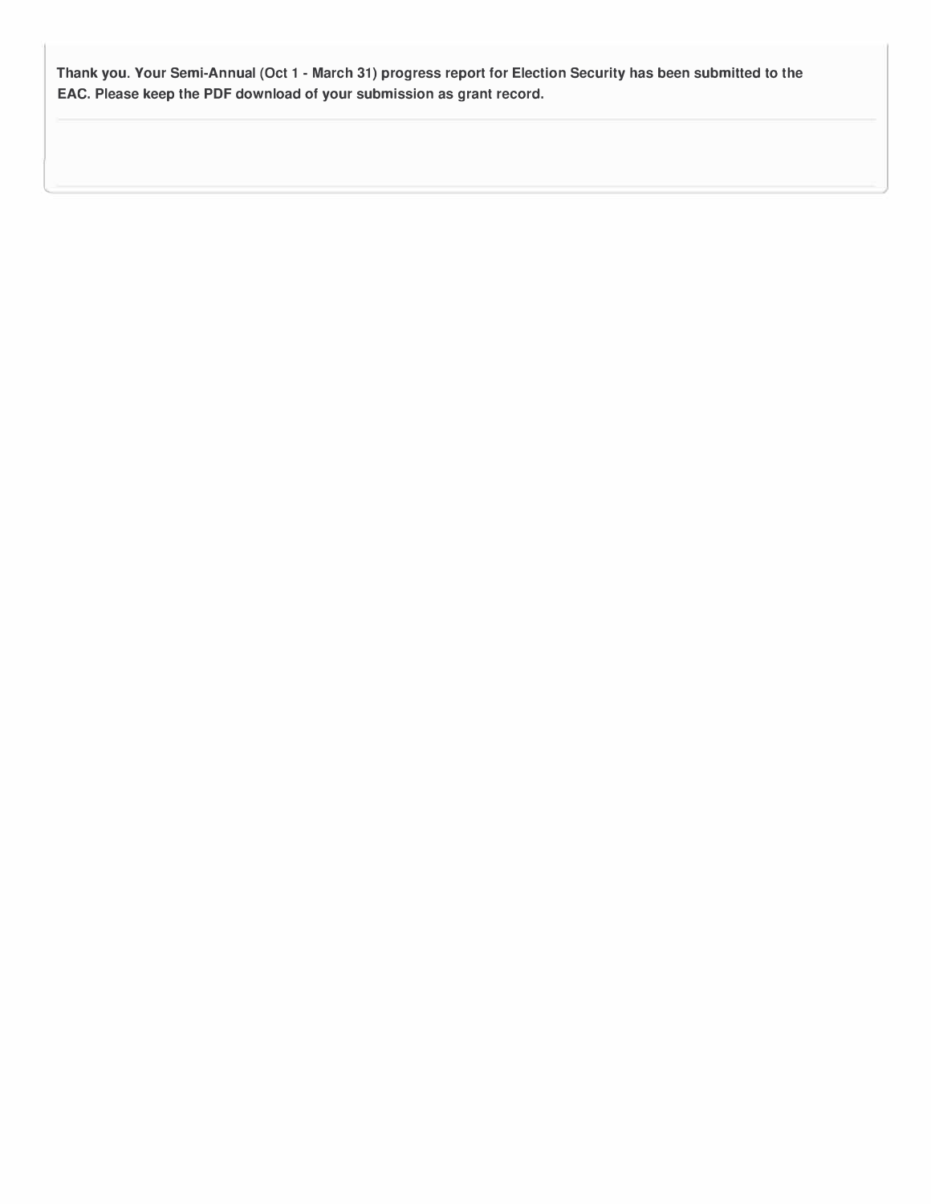**Thank you. Your Semi-Annual (Oct 1 - March 31) progress report for Election Security has been submitted to the EAC. Please keep the PDF download of your submission as grant record.**